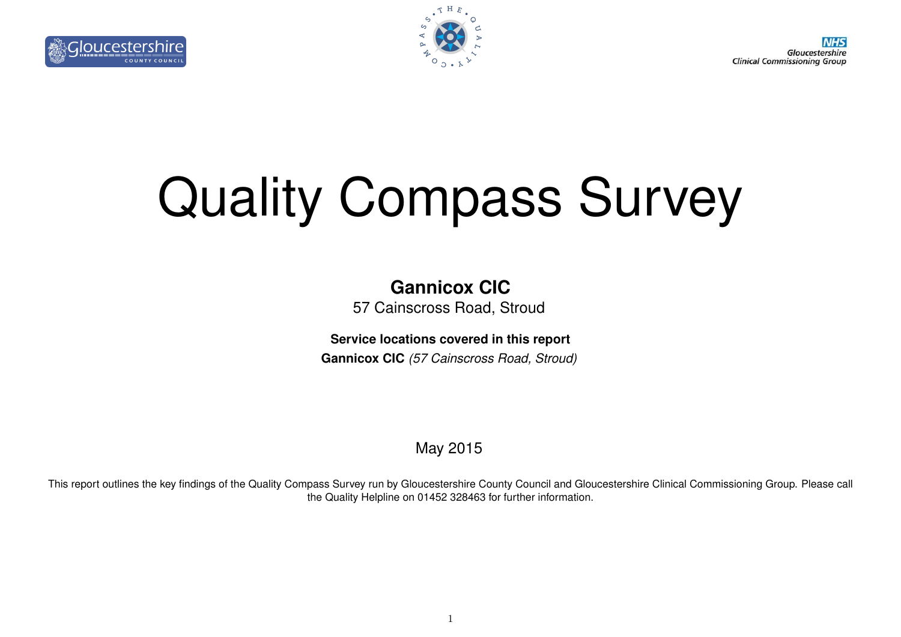# Quality Compass Survey

**Gannicox CIC**

57 Cainscross Road, Stroud

**Service locations covered in this report**

**Gannicox CIC** *(57 Cainscross Road, Stroud)*

May 2015

This report outlines the key findings of the Quality Compass Survey run by Gloucestershire County Council and Gloucestershire Clinical Commissioning Group. Please call the Quality Helpline on 01452 328463 for further information.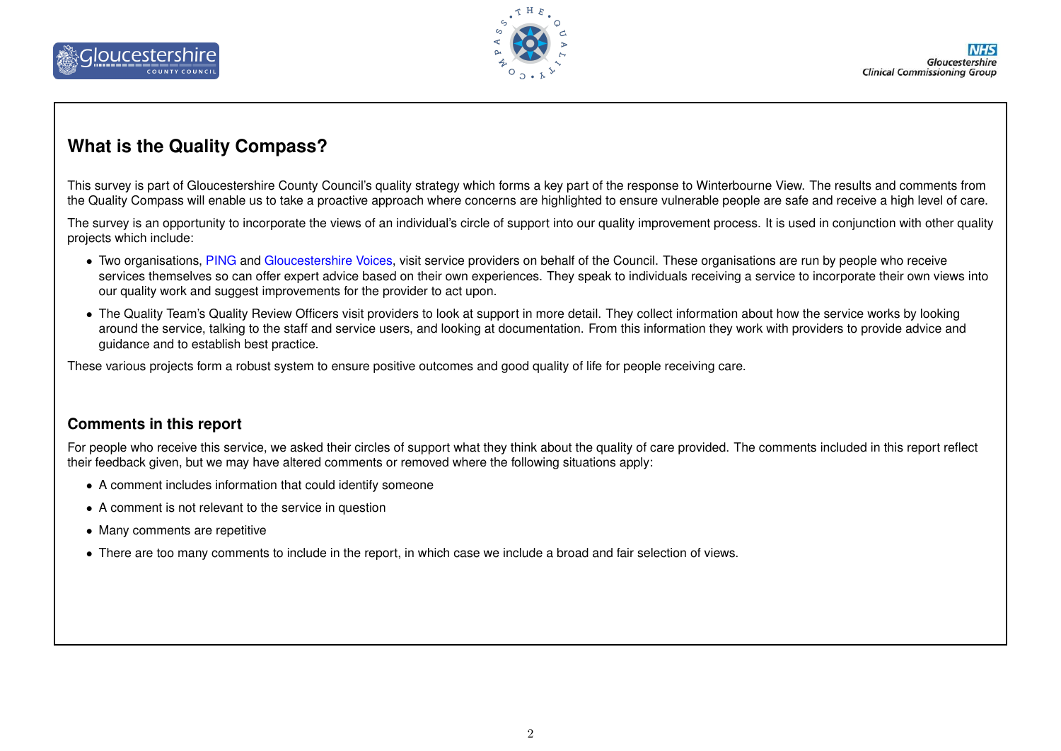## What is the Quality Compass?

This survey is part of Gloucestershire County Council's quality strategy which forms a key part of the response to Winterbourne View. The results and comments from the Quality Compass will enable us to take a proactive approach where concerns are highlighted to ensure vulnerable people are safe and receive a high level of care.

The survey is an opportunity to incorporate the views of an individual's circle of support into our quality improvement process. It is used in conjunction with other quality projects which include:

- Two organisations, PING and Gloucestershire Voices, visit service providers on behalf of the Council. These organisations are run by people who receive services themselves so can offer expert advice based on their own experiences. They speak to individuals receiving a service to incorporate their own views into our quality work and suggest improvements for the provider to act upon.
- The Quality Team's Quality Review Officers visit providers to look at support in more detail. They collect information about how the service works by looking around the service, talking to the staff and service users, and looking at documentation. From this information they work with providers to provide advice and guidance and to establish best practice.

These various projects form a robust system to ensure positive outcomes and good quality of life for people receiving care.

### Comments in this report

For people who receive this service, we asked their circles of support what they think about the quality of care provided. The comments included in this report reflect their feedback given, but we may have altered comments or removed where the following situations apply:

- A comment includes information that could identify someone
- A comment is not relevant to the service in question
- Many comments are repetitive
- There are too many comments to include in the report, in which case we include a broad and fair selection of views.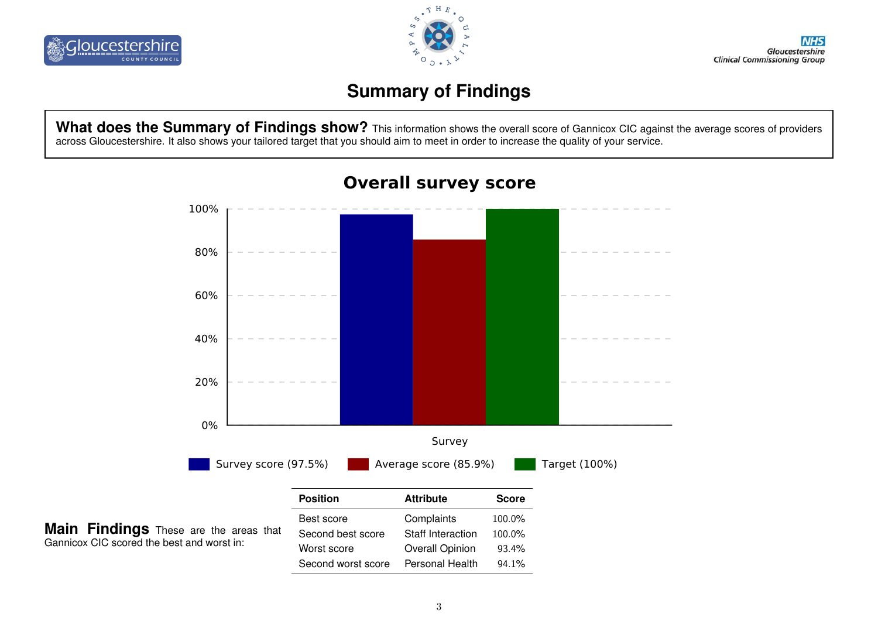# Summary of Findings

**What does the Summary of Findings show?** This information shows the overall score of Gannicox CIC against the average scores of providers across Gloucestershire. It also shows your tailored target that you should aim to meet in order to increase the quality of your service.

## Overall survey score

| Survey | Score |
|---|---|
| Survey score | 97.5% |
| Average score | 85.9% |
| Target | 100% |

**Main Findings** These are the areas that Gannicox CIC scored the best and worst in:

| Position | Attribute | Score |
|---|---|---|
| Best score | Complaints | 100.0% |
| Second best score | Staff Interaction | 100.0% |
| Worst score | Overall Opinion | 93.4% |
| Second worst score | Personal Health | 94.1% |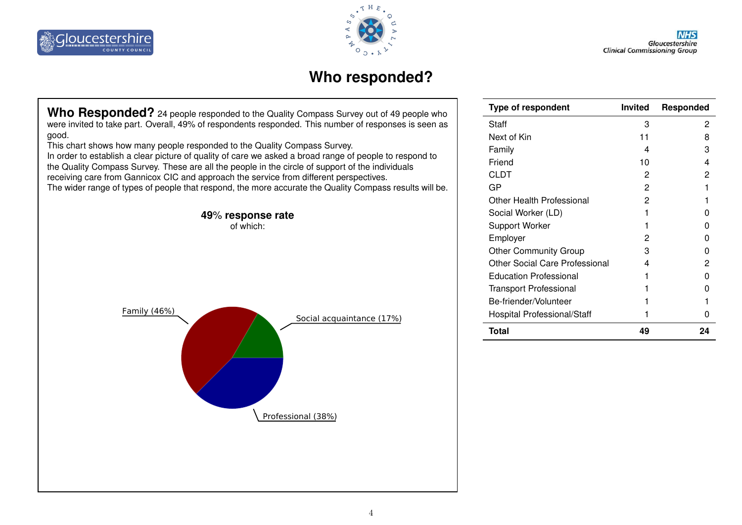# Who responded?

**Who Responded?** 24 people responded to the Quality Compass Survey out of 49 people who were invited to take part. Overall, 49% of respondents responded. This number of responses is seen as good.
This chart shows how many people responded to the Quality Compass Survey.
In order to establish a clear picture of quality of care we asked a broad range of people to respond to the Quality Compass Survey. These are all the people in the circle of support of the individuals receiving care from Gannicox CIC and approach the service from different perspectives.
The wider range of types of people that respond, the more accurate the Quality Compass results will be.

**49% response rate**
of which:

Family (46%)
Social acquaintance (17%)
Professional (38%)

| Type of respondent | Invited | Responded |
|---|---|---|
| Staff | 3 | 2 |
| Next of Kin | 11 | 8 |
| Family | 4 | 3 |
| Friend | 10 | 4 |
| CLDT | 2 | 2 |
| GP | 2 | 1 |
| Other Health Professional | 2 | 1 |
| Social Worker (LD) | 1 | 0 |
| Support Worker | 1 | 0 |
| Employer | 2 | 0 |
| Other Community Group | 3 | 0 |
| Other Social Care Professional | 4 | 2 |
| Education Professional | 1 | 0 |
| Transport Professional | 1 | 0 |
| Be-friender/Volunteer | 1 | 1 |
| Hospital Professional/Staff | 1 | 0 |
| **Total** | **49** | **24** |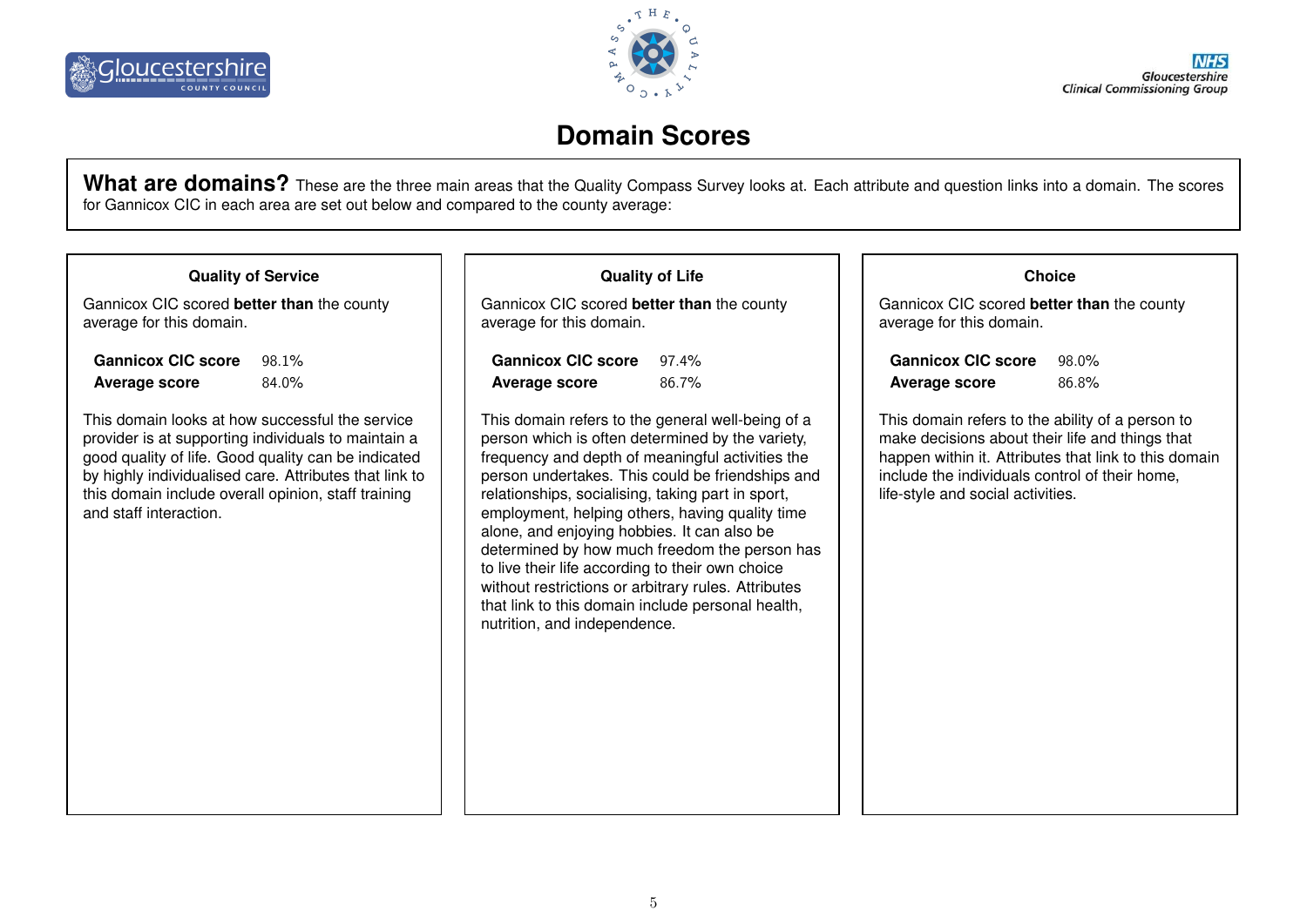# Domain Scores

**What are domains?** These are the three main areas that the Quality Compass Survey looks at. Each attribute and question links into a domain. The scores for Gannicox CIC in each area are set out below and compared to the county average:

### Quality of Service

Gannicox CIC scored **better than** the county average for this domain.

| | |
|---|---|
| **Gannicox CIC score** | 98.1% |
| **Average score** | 84.0% |

This domain looks at how successful the service provider is at supporting individuals to maintain a good quality of life. Good quality can be indicated by highly individualised care. Attributes that link to this domain include overall opinion, staff training and staff interaction.

### Quality of Life

Gannicox CIC scored **better than** the county average for this domain.

| | |
|---|---|
| **Gannicox CIC score** | 97.4% |
| **Average score** | 86.7% |

This domain refers to the general well-being of a person which is often determined by the variety, frequency and depth of meaningful activities the person undertakes. This could be friendships and relationships, socialising, taking part in sport, employment, helping others, having quality time alone, and enjoying hobbies. It can also be determined by how much freedom the person has to live their life according to their own choice without restrictions or arbitrary rules. Attributes that link to this domain include personal health, nutrition, and independence.

### Choice

Gannicox CIC scored **better than** the county average for this domain.

| | |
|---|---|
| **Gannicox CIC score** | 98.0% |
| **Average score** | 86.8% |

This domain refers to the ability of a person to make decisions about their life and things that happen within it. Attributes that link to this domain include the individuals control of their home, life-style and social activities.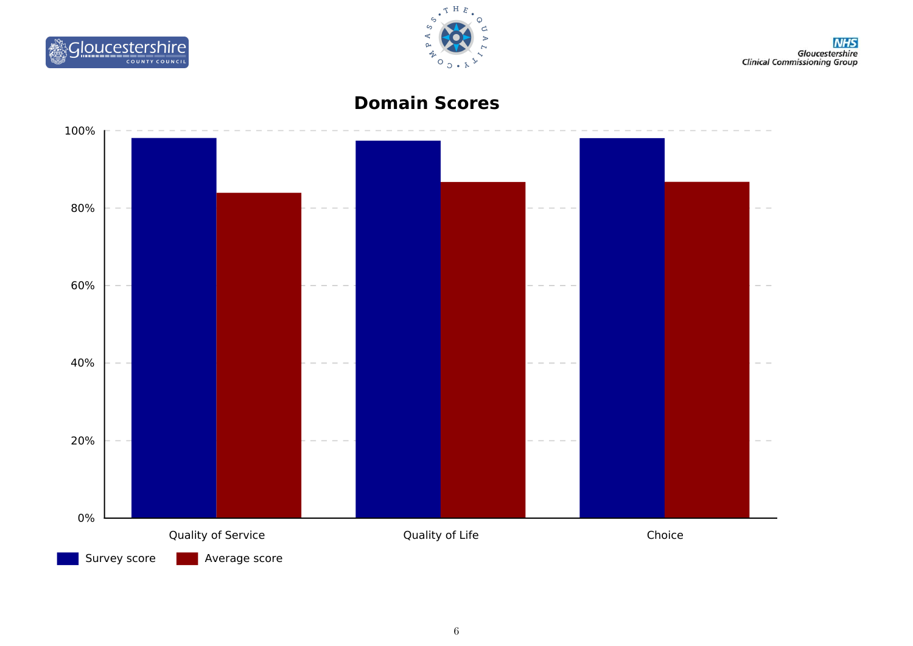## Domain Scores

100%
80%
60%
40%
20%
0%

Quality of Service | Quality of Life | Choice

Survey score | Average score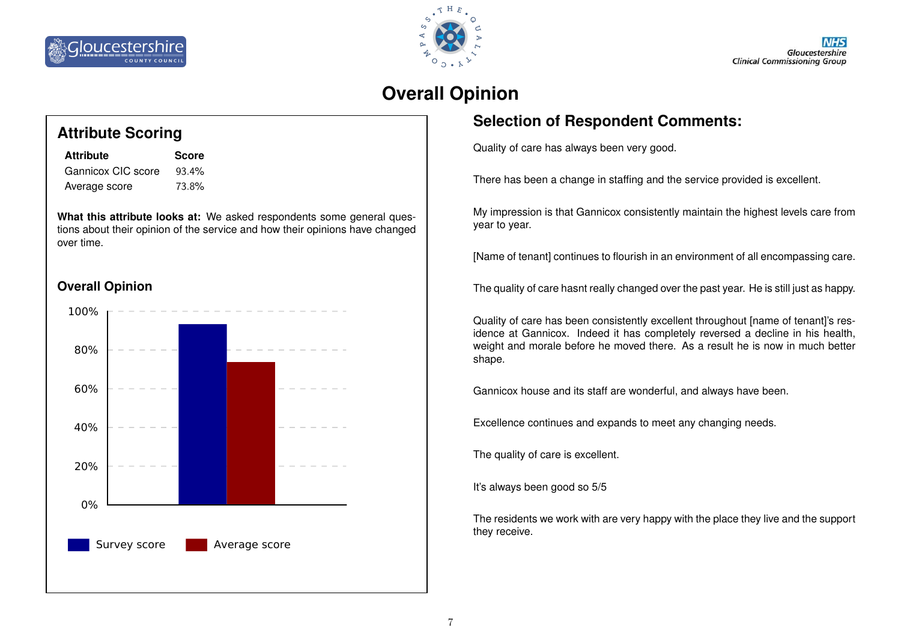# Overall Opinion

## Attribute Scoring

| Attribute | Score |
|---|---|
| Gannicox CIC score | 93.4% |
| Average score | 73.8% |

**What this attribute looks at:** We asked respondents some general questions about their opinion of the service and how their opinions have changed over time.

### Overall Opinion

## Selection of Respondent Comments:

Quality of care has always been very good.

There has been a change in staffing and the service provided is excellent.

My impression is that Gannicox consistently maintain the highest levels care from year to year.

[Name of tenant] continues to flourish in an environment of all encompassing care.

The quality of care hasnt really changed over the past year. He is still just as happy.

Quality of care has been consistently excellent throughout [name of tenant]'s residence at Gannicox. Indeed it has completely reversed a decline in his health, weight and morale before he moved there. As a result he is now in much better shape.

Gannicox house and its staff are wonderful, and always have been.

Excellence continues and expands to meet any changing needs.

The quality of care is excellent.

It's always been good so 5/5

The residents we work with are very happy with the place they live and the support they receive.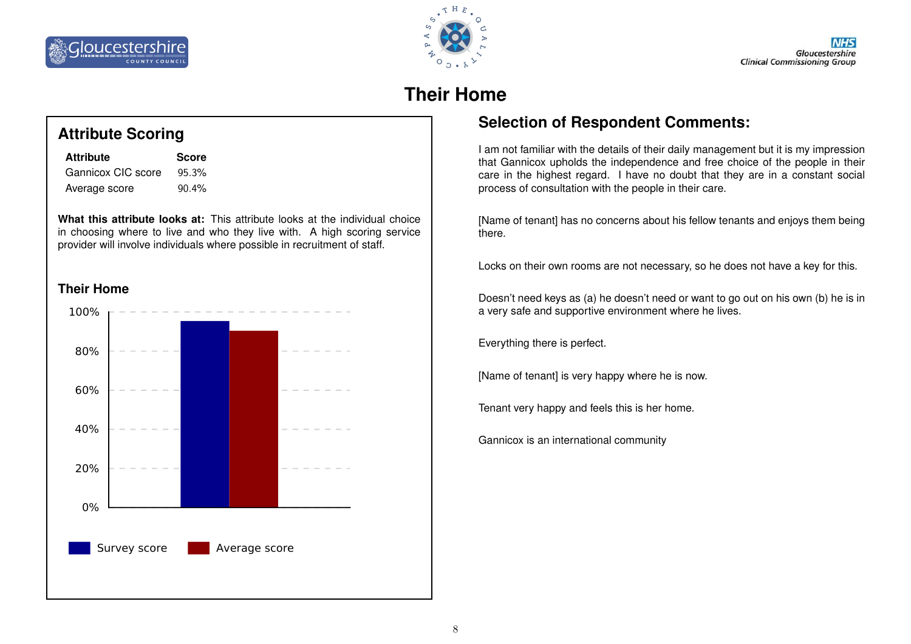# Their Home

## Attribute Scoring

| Attribute | Score |
|---|---|
| Gannicox CIC score | 95.3% |
| Average score | 90.4% |

**What this attribute looks at:** This attribute looks at the individual choice in choosing where to live and who they live with. A high scoring service provider will involve individuals where possible in recruitment of staff.

### Their Home

| | Survey score | Average score |
|---|---|---|
| Their Home | 95.3% | 90.4% |

## Selection of Respondent Comments:

I am not familiar with the details of their daily management but it is my impression that Gannicox upholds the independence and free choice of the people in their care in the highest regard. I have no doubt that they are in a constant social process of consultation with the people in their care.

[Name of tenant] has no concerns about his fellow tenants and enjoys them being there.

Locks on their own rooms are not necessary, so he does not have a key for this.

Doesn't need keys as (a) he doesn't need or want to go out on his own (b) he is in a very safe and supportive environment where he lives.

Everything there is perfect.

[Name of tenant] is very happy where he is now.

Tenant very happy and feels this is her home.

Gannicox is an international community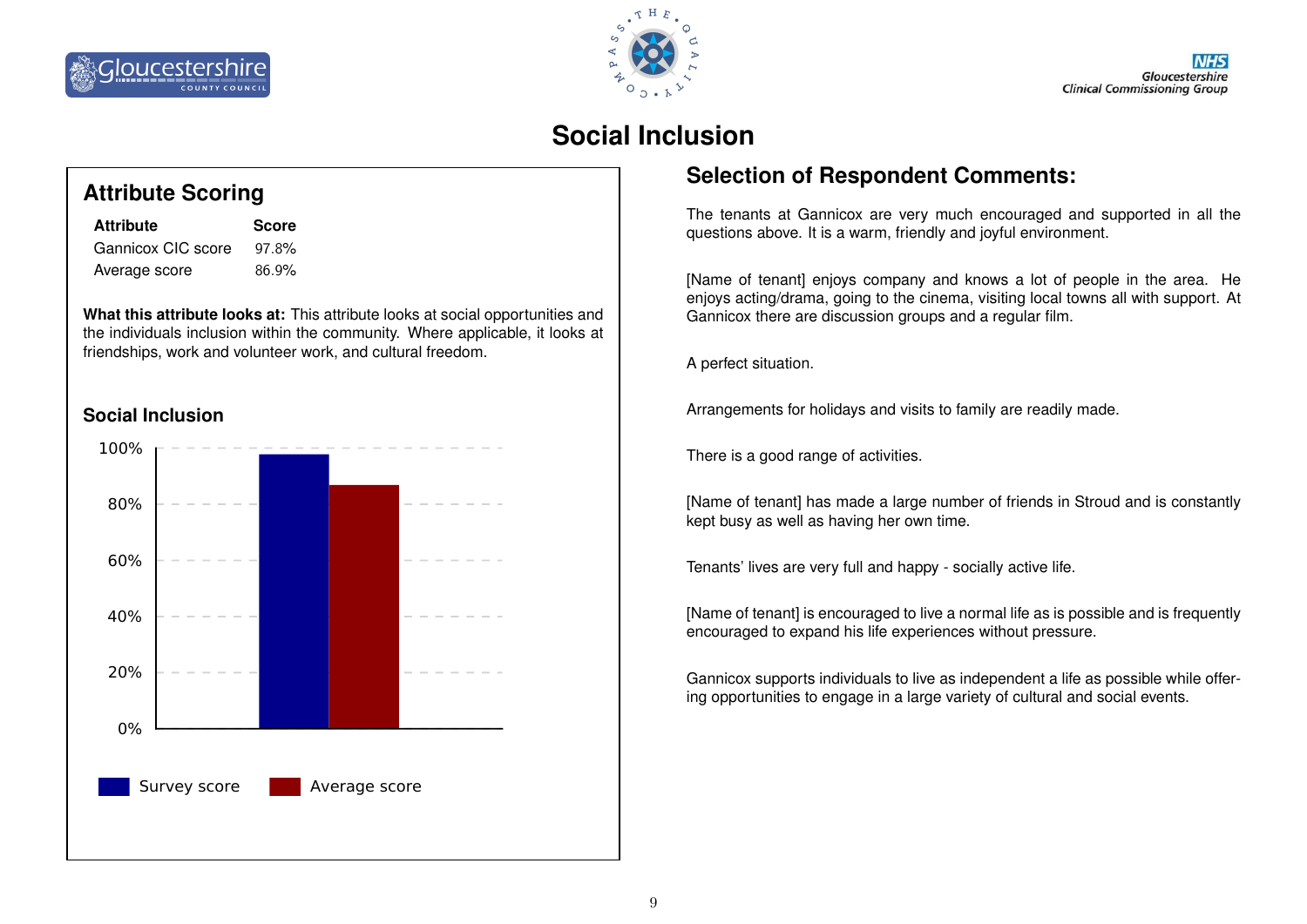# Social Inclusion

## Attribute Scoring

| Attribute | Score |
|---|---|
| Gannicox CIC score | 97.8% |
| Average score | 86.9% |

**What this attribute looks at:** This attribute looks at social opportunities and the individuals inclusion within the community. Where applicable, it looks at friendships, work and volunteer work, and cultural freedom.

### Social Inclusion

| | Survey score | Average score |
|---|---|---|
| Social Inclusion | 97.8% | 86.9% |

## Selection of Respondent Comments:

The tenants at Gannicox are very much encouraged and supported in all the questions above. It is a warm, friendly and joyful environment.

[Name of tenant] enjoys company and knows a lot of people in the area. He enjoys acting/drama, going to the cinema, visiting local towns all with support. At Gannicox there are discussion groups and a regular film.

A perfect situation.

Arrangements for holidays and visits to family are readily made.

There is a good range of activities.

[Name of tenant] has made a large number of friends in Stroud and is constantly kept busy as well as having her own time.

Tenants' lives are very full and happy - socially active life.

[Name of tenant] is encouraged to live a normal life as is possible and is frequently encouraged to expand his life experiences without pressure.

Gannicox supports individuals to live as independent a life as possible while offering opportunities to engage in a large variety of cultural and social events.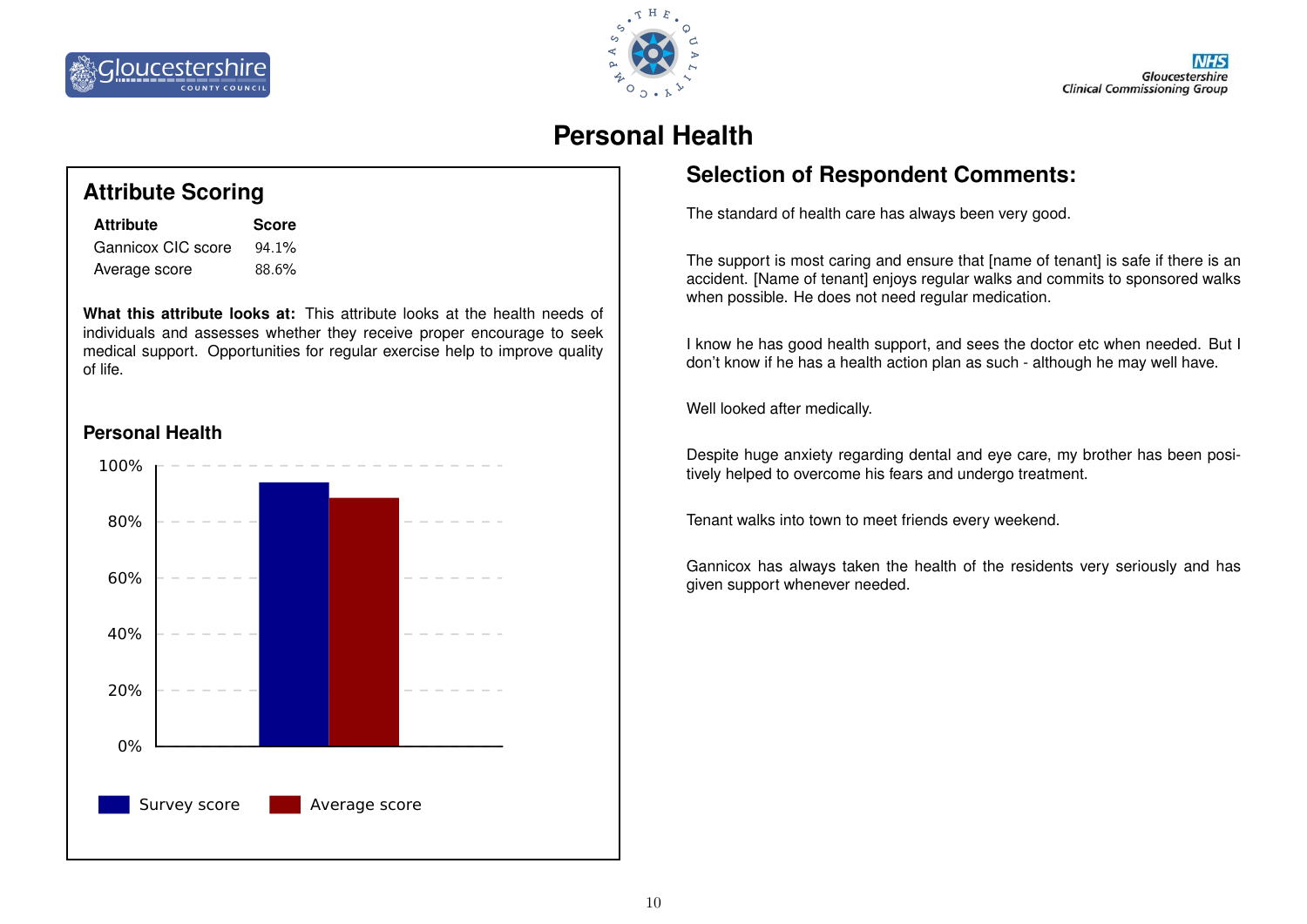# Personal Health

## Attribute Scoring

| Attribute | Score |
|---|---|
| Gannicox CIC score | 94.1% |
| Average score | 88.6% |

**What this attribute looks at:** This attribute looks at the health needs of individuals and assesses whether they receive proper encourage to seek medical support. Opportunities for regular exercise help to improve quality of life.

### Personal Health

100%
80%
60%
40%
20%
0%

Survey score Average score

## Selection of Respondent Comments:

The standard of health care has always been very good.

The support is most caring and ensure that [name of tenant] is safe if there is an accident. [Name of tenant] enjoys regular walks and commits to sponsored walks when possible. He does not need regular medication.

I know he has good health support, and sees the doctor etc when needed. But I don't know if he has a health action plan as such - although he may well have.

Well looked after medically.

Despite huge anxiety regarding dental and eye care, my brother has been positively helped to overcome his fears and undergo treatment.

Tenant walks into town to meet friends every weekend.

Gannicox has always taken the health of the residents very seriously and has given support whenever needed.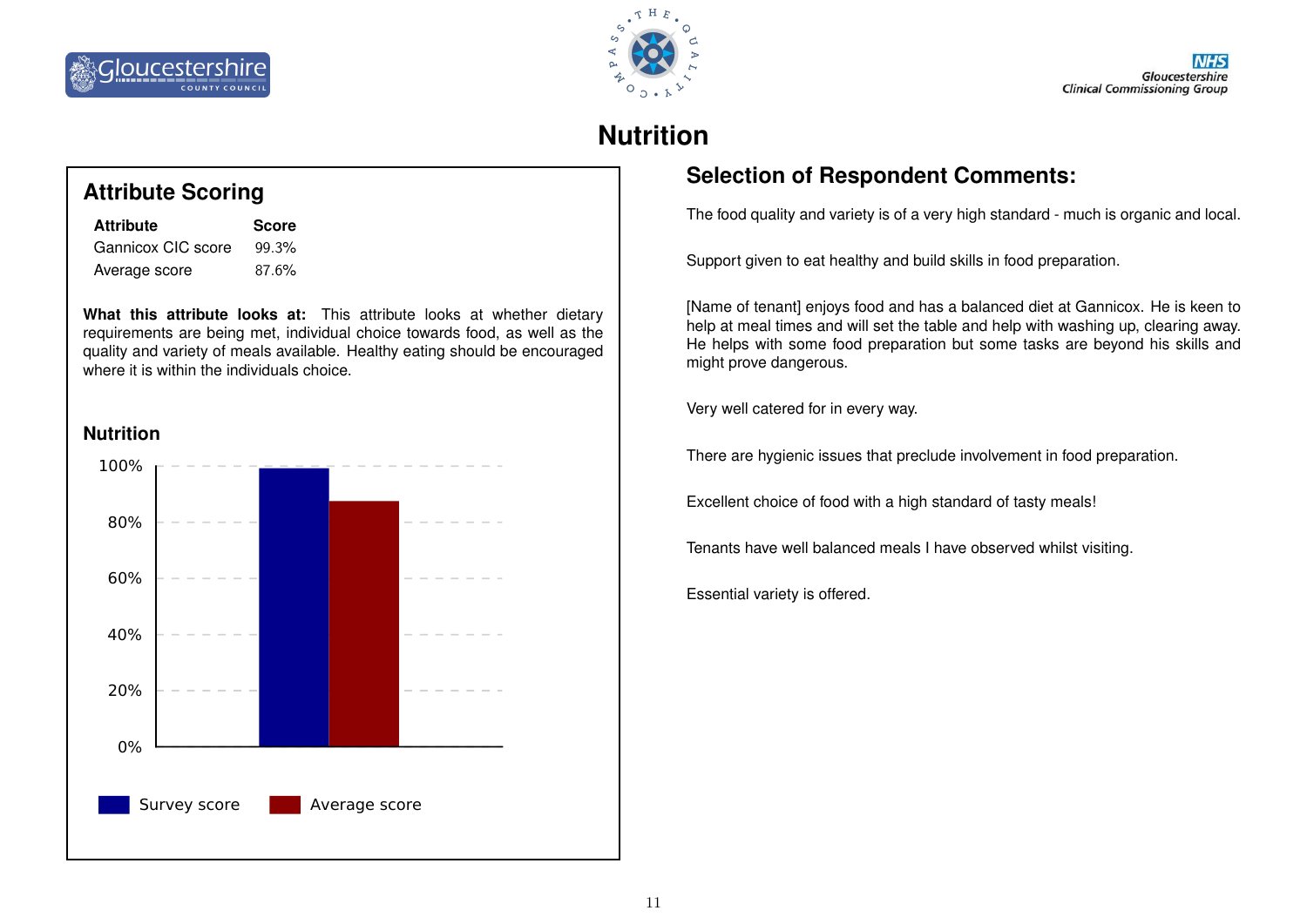# Nutrition

## Attribute Scoring

| Attribute | Score |
|---|---|
| Gannicox CIC score | 99.3% |
| Average score | 87.6% |

**What this attribute looks at:** This attribute looks at whether dietary requirements are being met, individual choice towards food, as well as the quality and variety of meals available. Healthy eating should be encouraged where it is within the individuals choice.

### Nutrition

100%
80%
60%
40%
20%
0%

Survey score    Average score

## Selection of Respondent Comments:

The food quality and variety is of a very high standard - much is organic and local.

Support given to eat healthy and build skills in food preparation.

[Name of tenant] enjoys food and has a balanced diet at Gannicox. He is keen to help at meal times and will set the table and help with washing up, clearing away. He helps with some food preparation but some tasks are beyond his skills and might prove dangerous.

Very well catered for in every way.

There are hygienic issues that preclude involvement in food preparation.

Excellent choice of food with a high standard of tasty meals!

Tenants have well balanced meals I have observed whilst visiting.

Essential variety is offered.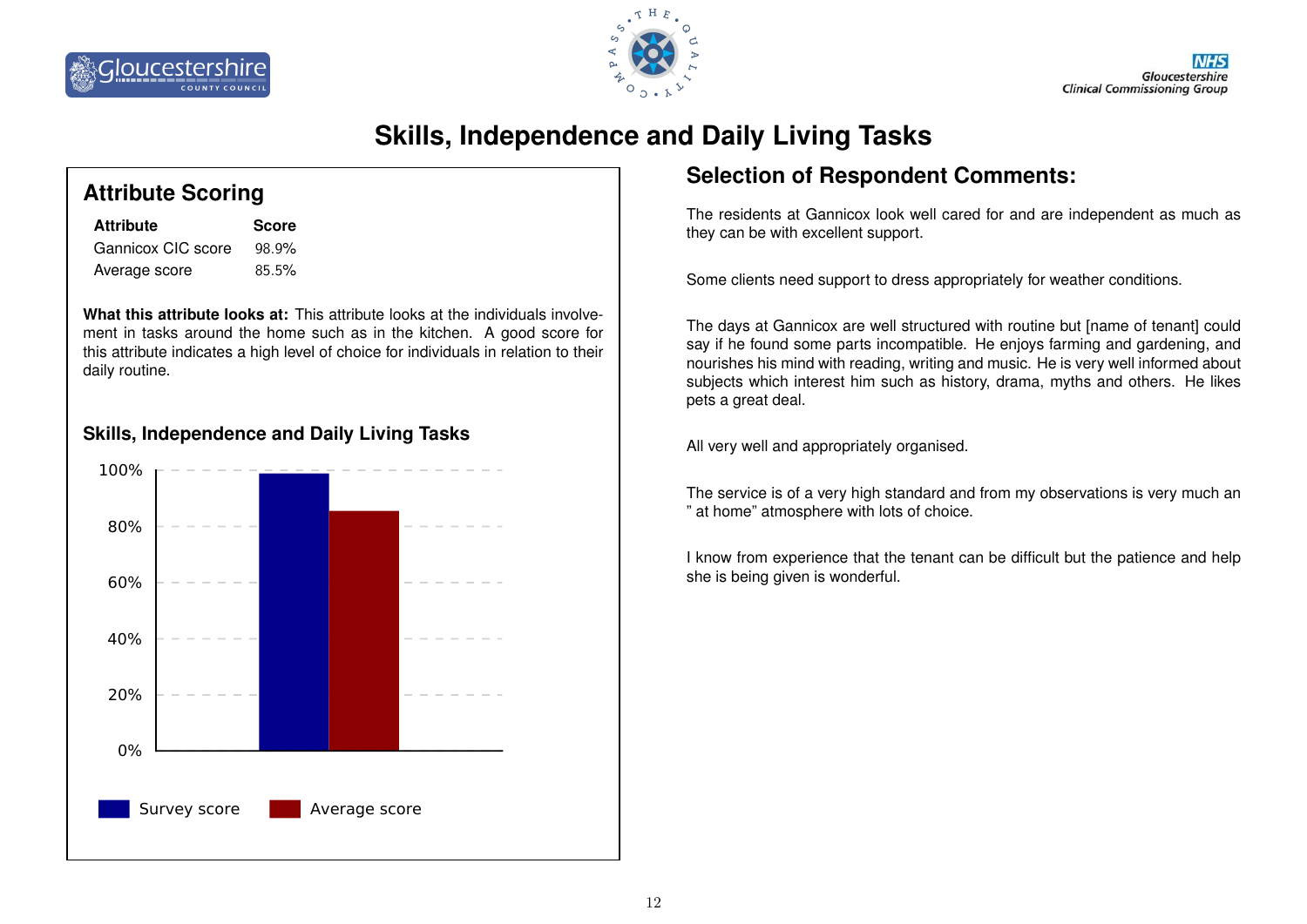# Skills, Independence and Daily Living Tasks

## Attribute Scoring

| Attribute | Score |
|---|---|
| Gannicox CIC score | 98.9% |
| Average score | 85.5% |

**What this attribute looks at:** This attribute looks at the individuals involvement in tasks around the home such as in the kitchen. A good score for this attribute indicates a high level of choice for individuals in relation to their daily routine.

### Skills, Independence and Daily Living Tasks

| | Survey score | Average score |
|---|---|---|
| Skills, Independence and Daily Living Tasks | 98.9% | 85.5% |

## Selection of Respondent Comments:

The residents at Gannicox look well cared for and are independent as much as they can be with excellent support.

Some clients need support to dress appropriately for weather conditions.

The days at Gannicox are well structured with routine but [name of tenant] could say if he found some parts incompatible. He enjoys farming and gardening, and nourishes his mind with reading, writing and music. He is very well informed about subjects which interest him such as history, drama, myths and others. He likes pets a great deal.

All very well and appropriately organised.

The service is of a very high standard and from my observations is very much an " at home" atmosphere with lots of choice.

I know from experience that the tenant can be difficult but the patience and help she is being given is wonderful.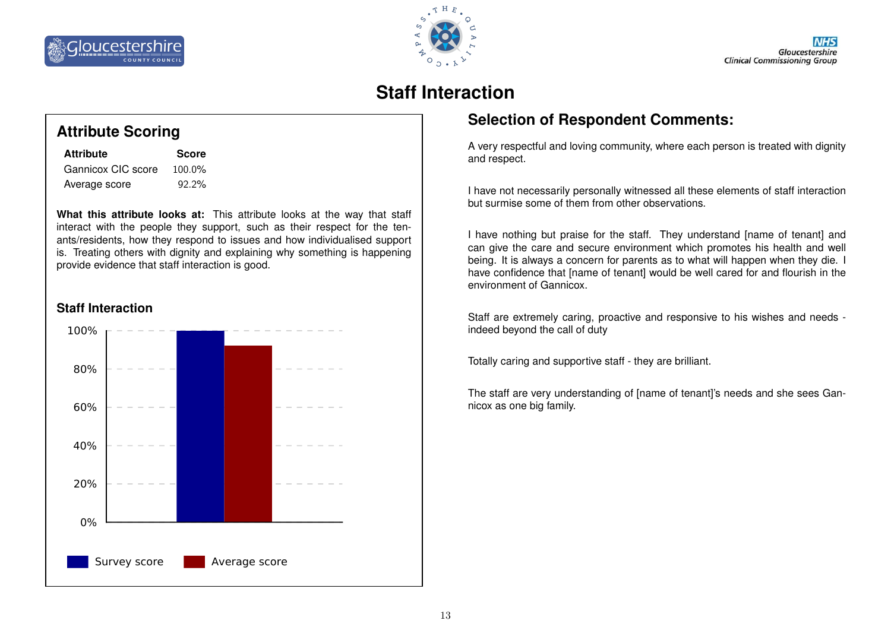# Staff Interaction

## Attribute Scoring

| Attribute | Score |
|---|---|
| Gannicox CIC score | 100.0% |
| Average score | 92.2% |

**What this attribute looks at:** This attribute looks at the way that staff interact with the people they support, such as their respect for the tenants/residents, how they respond to issues and how individualised support is. Treating others with dignity and explaining why something is happening provide evidence that staff interaction is good.

### Staff Interaction

| | Score |
|---|---|
| Survey score | 100% |
| Average score | 92.2% |

## Selection of Respondent Comments:

A very respectful and loving community, where each person is treated with dignity and respect.

I have not necessarily personally witnessed all these elements of staff interaction but surmise some of them from other observations.

I have nothing but praise for the staff. They understand [name of tenant] and can give the care and secure environment which promotes his health and well being. It is always a concern for parents as to what will happen when they die. I have confidence that [name of tenant] would be well cared for and flourish in the environment of Gannicox.

Staff are extremely caring, proactive and responsive to his wishes and needs - indeed beyond the call of duty

Totally caring and supportive staff - they are brilliant.

The staff are very understanding of [name of tenant]'s needs and she sees Gannicox as one big family.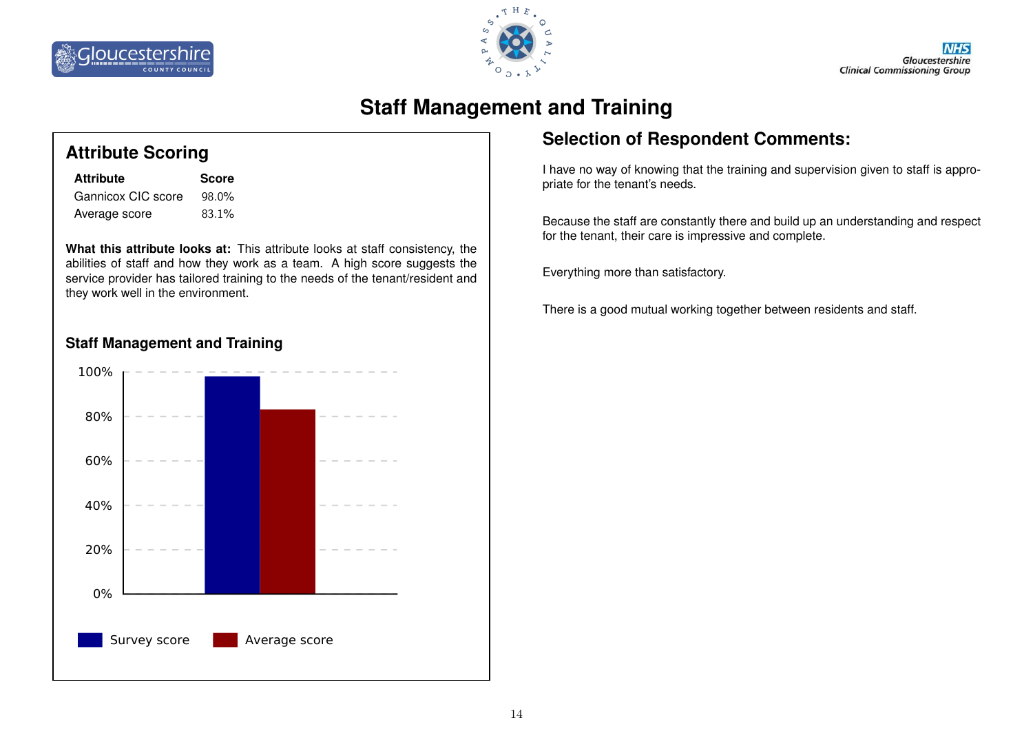# Staff Management and Training

## Attribute Scoring

| Attribute | Score |
| --- | --- |
| Gannicox CIC score | 98.0% |
| Average score | 83.1% |

**What this attribute looks at:** This attribute looks at staff consistency, the abilities of staff and how they work as a team. A high score suggests the service provider has tailored training to the needs of the tenant/resident and they work well in the environment.

### Staff Management and Training

| | Survey score | Average score |
| --- | --- | --- |
| Staff Management and Training | 98.0% | 83.1% |

## Selection of Respondent Comments:

I have no way of knowing that the training and supervision given to staff is appropriate for the tenant's needs.

Because the staff are constantly there and build up an understanding and respect for the tenant, their care is impressive and complete.

Everything more than satisfactory.

There is a good mutual working together between residents and staff.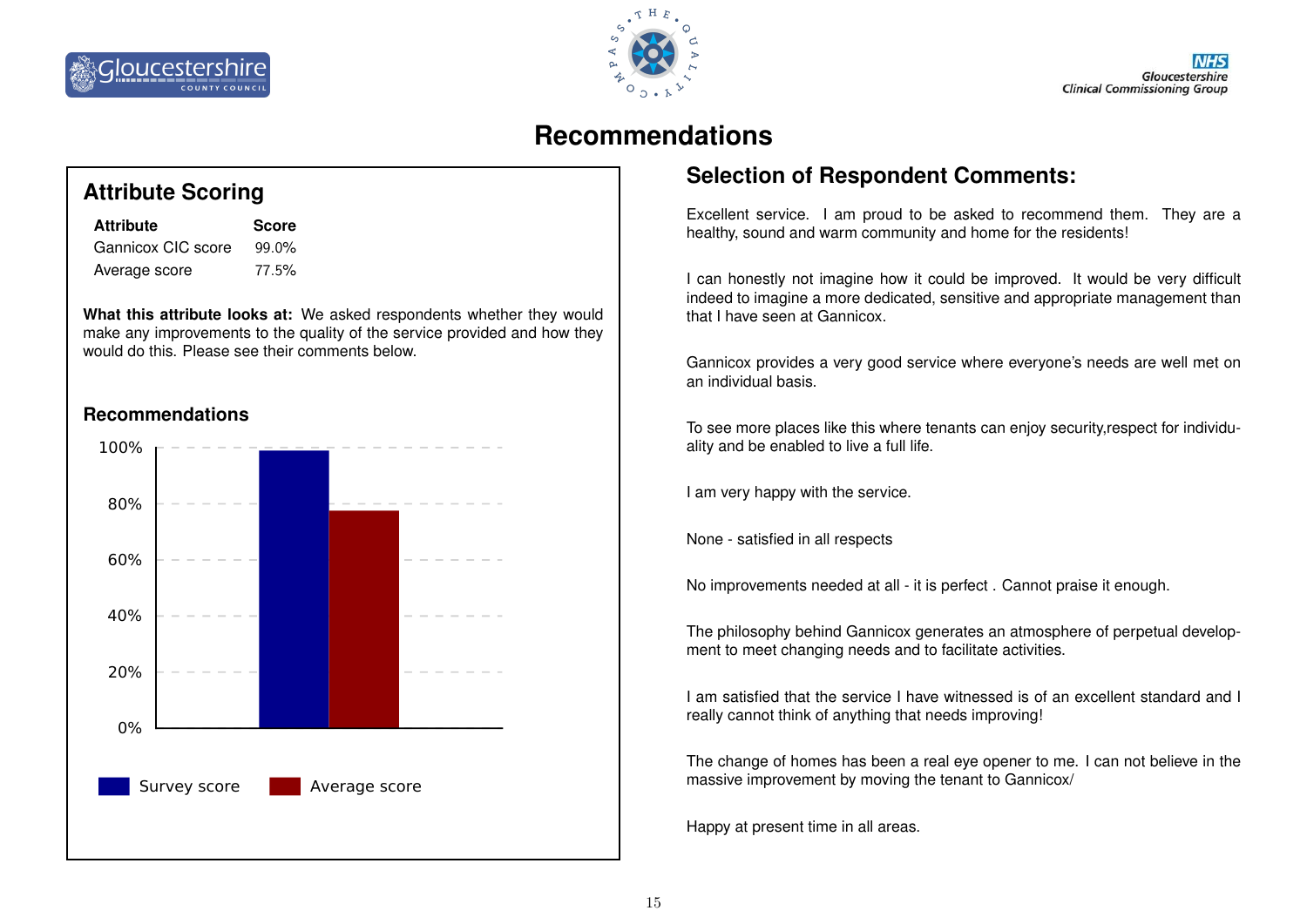# Recommendations

## Attribute Scoring

| Attribute | Score |
|---|---|
| Gannicox CIC score | 99.0% |
| Average score | 77.5% |

**What this attribute looks at:** We asked respondents whether they would make any improvements to the quality of the service provided and how they would do this. Please see their comments below.

### Recommendations

## Selection of Respondent Comments:

Excellent service. I am proud to be asked to recommend them. They are a healthy, sound and warm community and home for the residents!

I can honestly not imagine how it could be improved. It would be very difficult indeed to imagine a more dedicated, sensitive and appropriate management than that I have seen at Gannicox.

Gannicox provides a very good service where everyone's needs are well met on an individual basis.

To see more places like this where tenants can enjoy security,respect for individuality and be enabled to live a full life.

I am very happy with the service.

None - satisfied in all respects

No improvements needed at all - it is perfect . Cannot praise it enough.

The philosophy behind Gannicox generates an atmosphere of perpetual development to meet changing needs and to facilitate activities.

I am satisfied that the service I have witnessed is of an excellent standard and I really cannot think of anything that needs improving!

The change of homes has been a real eye opener to me. I can not believe in the massive improvement by moving the tenant to Gannicox/

Happy at present time in all areas.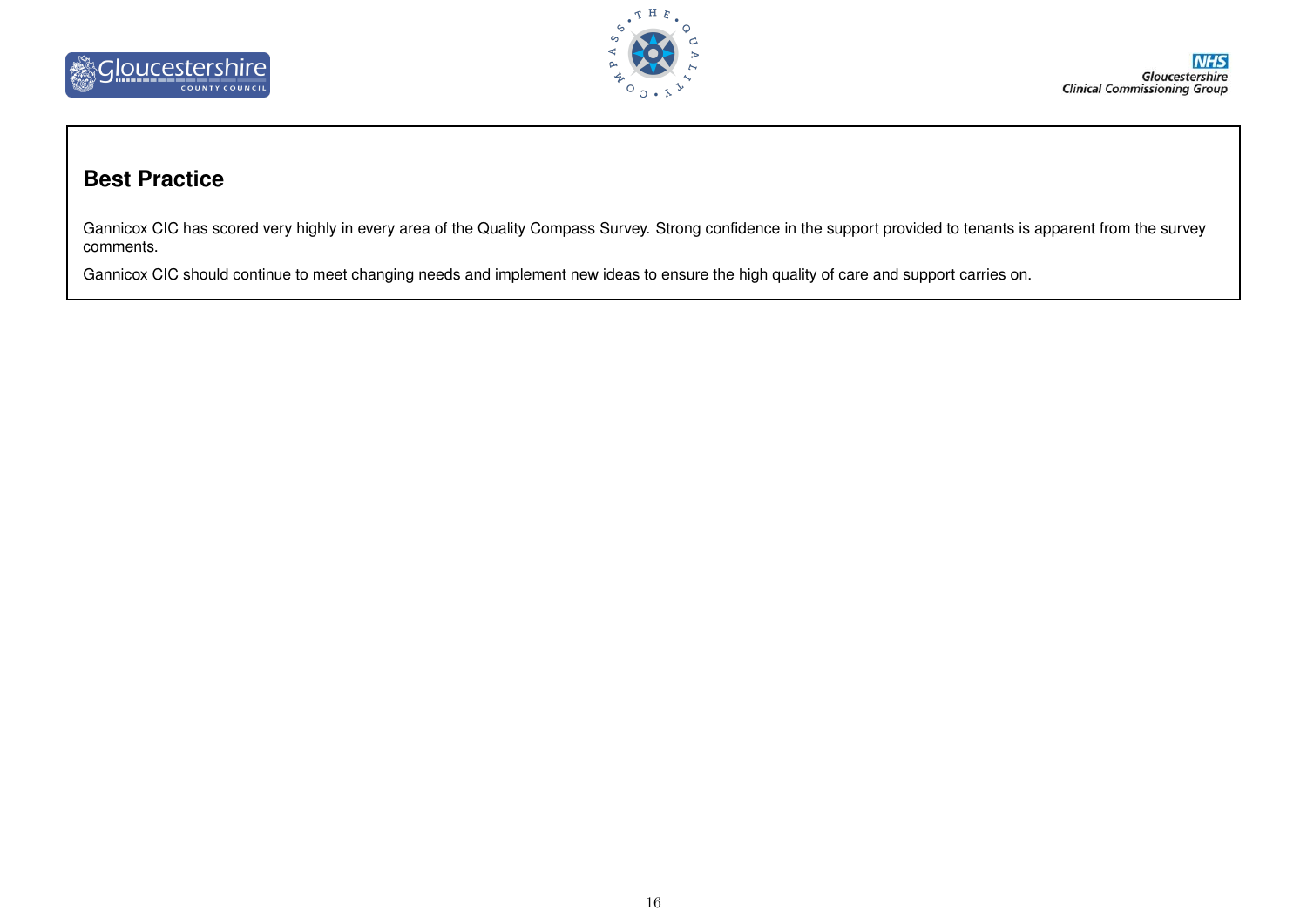## Best Practice

Gannicox CIC has scored very highly in every area of the Quality Compass Survey. Strong confidence in the support provided to tenants is apparent from the survey comments.

Gannicox CIC should continue to meet changing needs and implement new ideas to ensure the high quality of care and support carries on.